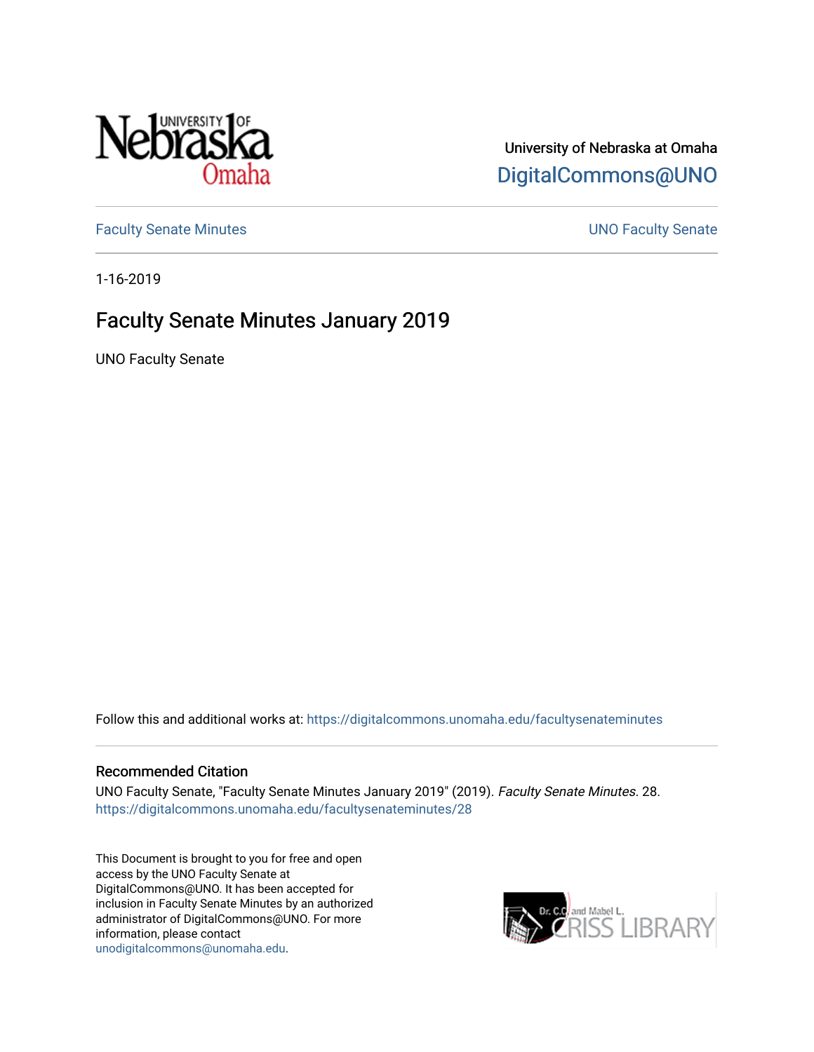University of Nebraska at Omaha

DigitalCommons@UNO

Faculty Senate Minutes

UNO Faculty Senate

1-16-2019

# Faculty Senate Minutes January 2019

UNO Faculty Senate

Follow this and additional works at: https://digitalcommons.unomaha.edu/facultysenateminutes

## Recommended Citation

UNO Faculty Senate, "Faculty Senate Minutes January 2019" (2019). *Faculty Senate Minutes*. 28.
https://digitalcommons.unomaha.edu/facultysenateminutes/28

This Document is brought to you for free and open access by the UNO Faculty Senate at DigitalCommons@UNO. It has been accepted for inclusion in Faculty Senate Minutes by an authorized administrator of DigitalCommons@UNO. For more information, please contact unodigitalcommons@unomaha.edu.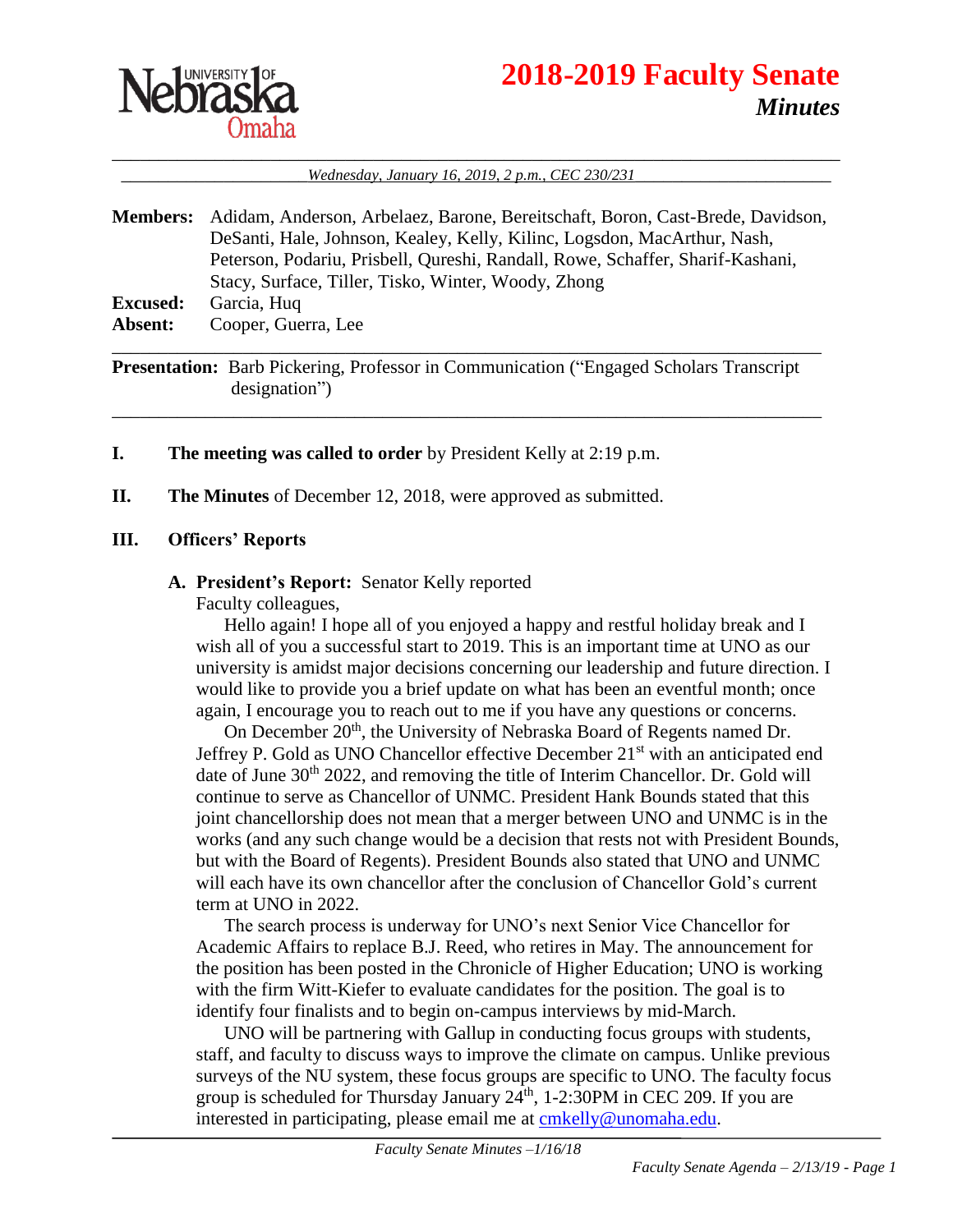# 2018-2019 Faculty Senate

## *Minutes*

*Wednesday, January 16, 2019, 2 p.m., CEC 230/231*

**Members:** Adidam, Anderson, Arbelaez, Barone, Bereitschaft, Boron, Cast-Brede, Davidson, DeSanti, Hale, Johnson, Kealey, Kelly, Kilinc, Logsdon, MacArthur, Nash, Peterson, Podariu, Prisbell, Qureshi, Randall, Rowe, Schaffer, Sharif-Kashani, Stacy, Surface, Tiller, Tisko, Winter, Woody, Zhong

**Excused:** Garcia, Huq

**Absent:** Cooper, Guerra, Lee

**Presentation:** Barb Pickering, Professor in Communication ("Engaged Scholars Transcript designation")

**I. The meeting was called to order** by President Kelly at 2:19 p.m.

**II. The Minutes** of December 12, 2018, were approved as submitted.

**III. Officers' Reports**

**A. President's Report:** Senator Kelly reported

Faculty colleagues,

Hello again! I hope all of you enjoyed a happy and restful holiday break and I wish all of you a successful start to 2019. This is an important time at UNO as our university is amidst major decisions concerning our leadership and future direction. I would like to provide you a brief update on what has been an eventful month; once again, I encourage you to reach out to me if you have any questions or concerns.

On December 20th, the University of Nebraska Board of Regents named Dr. Jeffrey P. Gold as UNO Chancellor effective December 21st with an anticipated end date of June 30th 2022, and removing the title of Interim Chancellor. Dr. Gold will continue to serve as Chancellor of UNMC. President Hank Bounds stated that this joint chancellorship does not mean that a merger between UNO and UNMC is in the works (and any such change would be a decision that rests not with President Bounds, but with the Board of Regents). President Bounds also stated that UNO and UNMC will each have its own chancellor after the conclusion of Chancellor Gold's current term at UNO in 2022.

The search process is underway for UNO's next Senior Vice Chancellor for Academic Affairs to replace B.J. Reed, who retires in May. The announcement for the position has been posted in the Chronicle of Higher Education; UNO is working with the firm Witt-Kiefer to evaluate candidates for the position. The goal is to identify four finalists and to begin on-campus interviews by mid-March.

UNO will be partnering with Gallup in conducting focus groups with students, staff, and faculty to discuss ways to improve the climate on campus. Unlike previous surveys of the NU system, these focus groups are specific to UNO. The faculty focus group is scheduled for Thursday January 24th, 1-2:30PM in CEC 209. If you are interested in participating, please email me at cmkelly@unomaha.edu.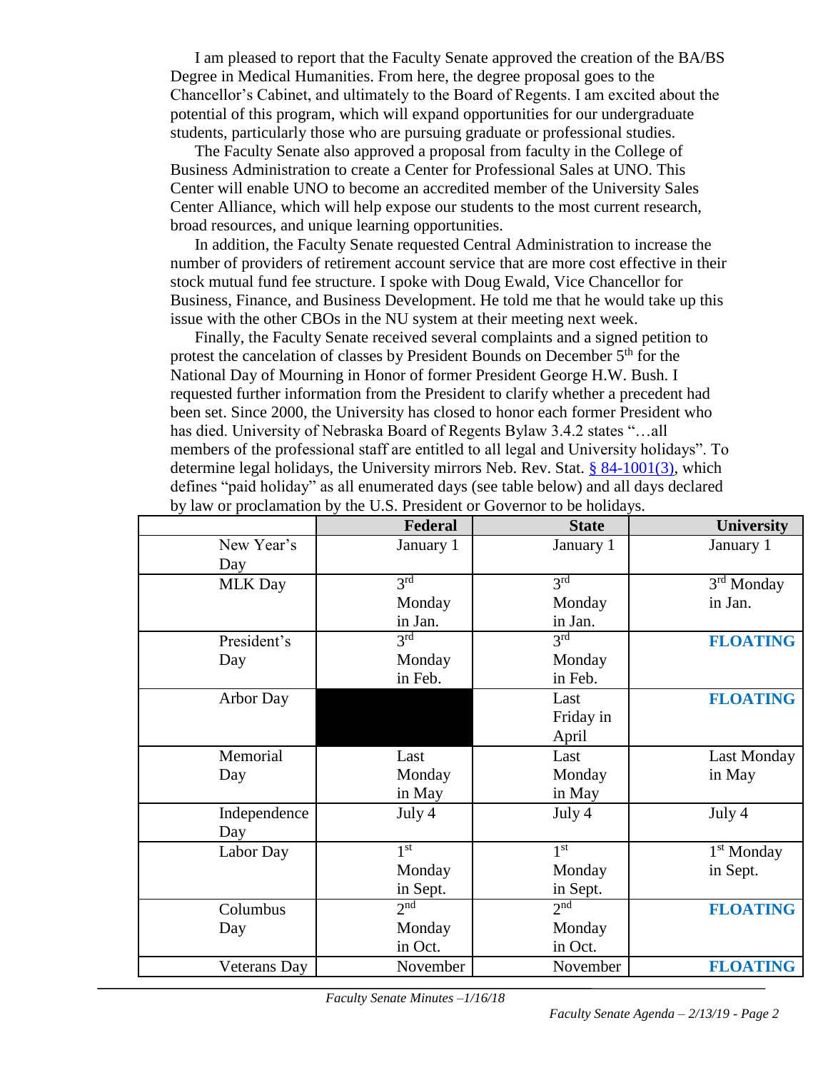I am pleased to report that the Faculty Senate approved the creation of the BA/BS Degree in Medical Humanities. From here, the degree proposal goes to the Chancellor's Cabinet, and ultimately to the Board of Regents. I am excited about the potential of this program, which will expand opportunities for our undergraduate students, particularly those who are pursuing graduate or professional studies.

The Faculty Senate also approved a proposal from faculty in the College of Business Administration to create a Center for Professional Sales at UNO. This Center will enable UNO to become an accredited member of the University Sales Center Alliance, which will help expose our students to the most current research, broad resources, and unique learning opportunities.

In addition, the Faculty Senate requested Central Administration to increase the number of providers of retirement account service that are more cost effective in their stock mutual fund fee structure. I spoke with Doug Ewald, Vice Chancellor for Business, Finance, and Business Development. He told me that he would take up this issue with the other CBOs in the NU system at their meeting next week.

Finally, the Faculty Senate received several complaints and a signed petition to protest the cancelation of classes by President Bounds on December 5th for the National Day of Mourning in Honor of former President George H.W. Bush. I requested further information from the President to clarify whether a precedent had been set. Since 2000, the University has closed to honor each former President who has died. University of Nebraska Board of Regents Bylaw 3.4.2 states "…all members of the professional staff are entitled to all legal and University holidays". To determine legal holidays, the University mirrors Neb. Rev. Stat. [§ 84-1001(3)](), which defines "paid holiday" as all enumerated days (see table below) and all days declared by law or proclamation by the U.S. President or Governor to be holidays.

| | Federal | State | University |
|---|---|---|---|
| New Year's Day | January 1 | January 1 | January 1 |
| MLK Day | 3rd Monday in Jan. | 3rd Monday in Jan. | 3rd Monday in Jan. |
| President's Day | 3rd Monday in Feb. | 3rd Monday in Feb. | **FLOATING** |
| Arbor Day | | Last Friday in April | **FLOATING** |
| Memorial Day | Last Monday in May | Last Monday in May | Last Monday in May |
| Independence Day | July 4 | July 4 | July 4 |
| Labor Day | 1st Monday in Sept. | 1st Monday in Sept. | 1st Monday in Sept. |
| Columbus Day | 2nd Monday in Oct. | 2nd Monday in Oct. | **FLOATING** |
| Veterans Day | November | November | **FLOATING** |

*Faculty Senate Minutes –1/16/18*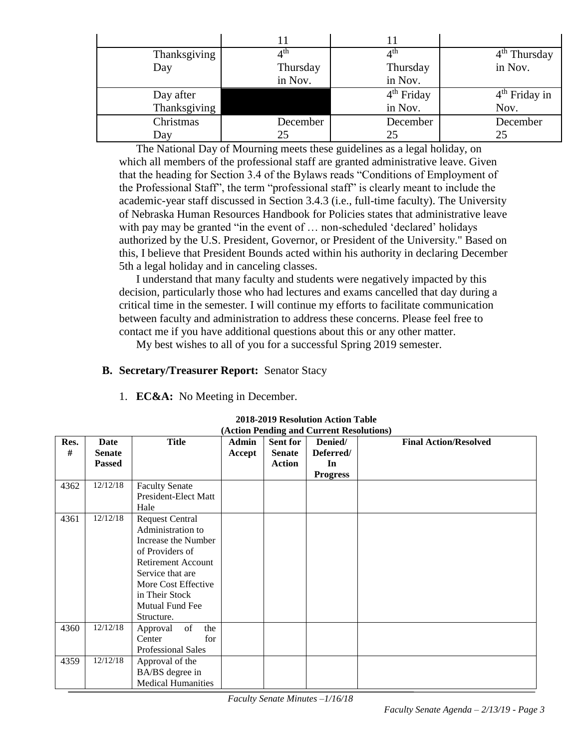| | 11 | 11 | |
|---|---|---|---|
| Thanksgiving Day | 4th Thursday in Nov. | 4th Thursday in Nov. | 4th Thursday in Nov. |
| Day after Thanksgiving | | 4th Friday in Nov. | 4th Friday in Nov. |
| Christmas Day | December 25 | December 25 | December 25 |

The National Day of Mourning meets these guidelines as a legal holiday, on which all members of the professional staff are granted administrative leave. Given that the heading for Section 3.4 of the Bylaws reads "Conditions of Employment of the Professional Staff", the term "professional staff" is clearly meant to include the academic-year staff discussed in Section 3.4.3 (i.e., full-time faculty). The University of Nebraska Human Resources Handbook for Policies states that administrative leave with pay may be granted "in the event of … non-scheduled 'declared' holidays authorized by the U.S. President, Governor, or President of the University." Based on this, I believe that President Bounds acted within his authority in declaring December 5th a legal holiday and in canceling classes.

I understand that many faculty and students were negatively impacted by this decision, particularly those who had lectures and exams cancelled that day during a critical time in the semester. I will continue my efforts to facilitate communication between faculty and administration to address these concerns. Please feel free to contact me if you have additional questions about this or any other matter.

My best wishes to all of you for a successful Spring 2019 semester.

**B. Secretary/Treasurer Report:** Senator Stacy

1. **EC&A:** No Meeting in December.

**2018-2019 Resolution Action Table**
**(Action Pending and Current Resolutions)**

| Res. # | Date Senate Passed | Title | Admin Accept | Sent for Senate Action | Denied/ Deferred/ In Progress | Final Action/Resolved |
|---|---|---|---|---|---|---|
| 4362 | 12/12/18 | Faculty Senate President-Elect Matt Hale | | | | |
| 4361 | 12/12/18 | Request Central Administration to Increase the Number of Providers of Retirement Account Service that are More Cost Effective in Their Stock Mutual Fund Fee Structure. | | | | |
| 4360 | 12/12/18 | Approval of the Center for Professional Sales | | | | |
| 4359 | 12/12/18 | Approval of the BA/BS degree in Medical Humanities | | | | |

*Faculty Senate Minutes –1/16/18*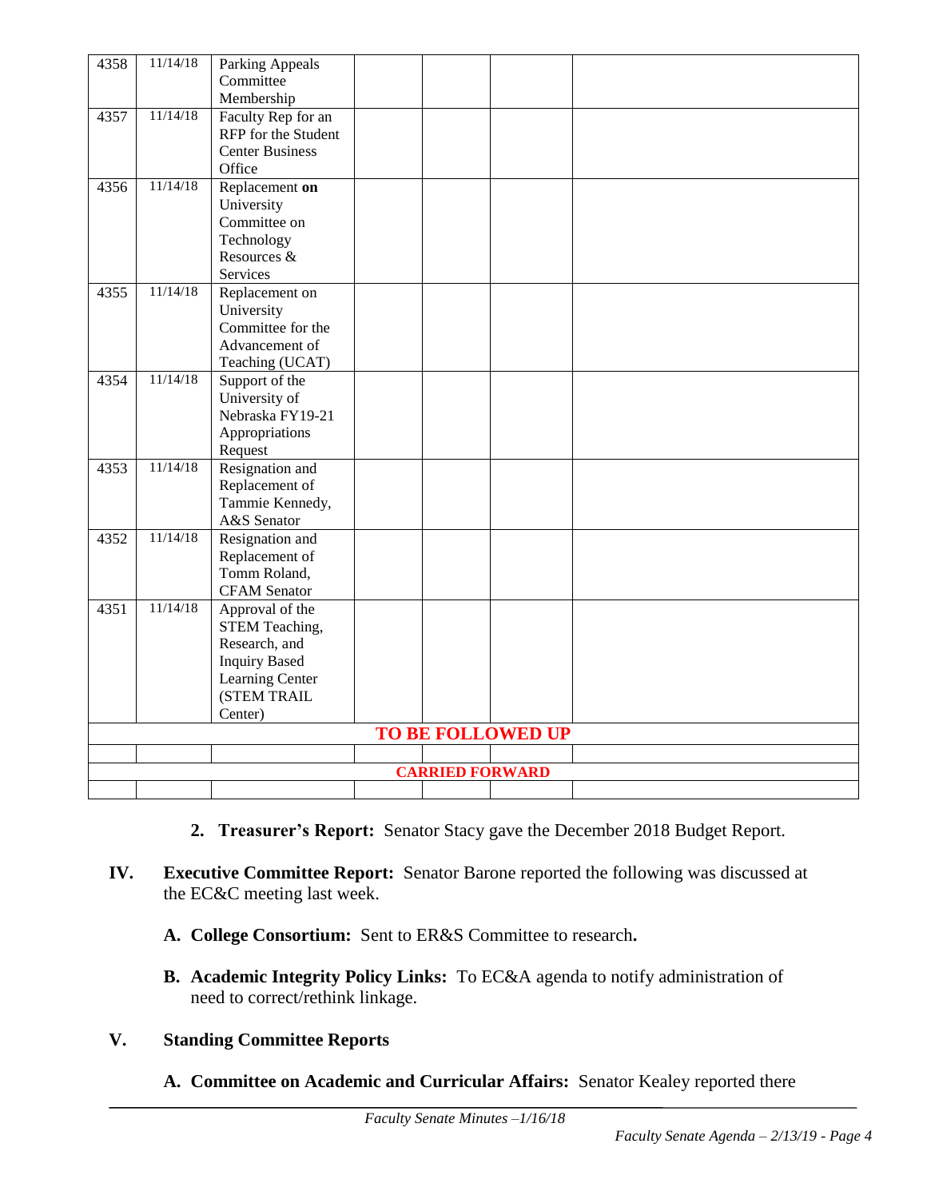| | | | | | | |
|---|---|---|---|---|---|---|
| 4358 | 11/14/18 | Parking Appeals Committee Membership | | | | |
| 4357 | 11/14/18 | Faculty Rep for an RFP for the Student Center Business Office | | | | |
| 4356 | 11/14/18 | Replacement **on** University Committee on Technology Resources & Services | | | | |
| 4355 | 11/14/18 | Replacement on University Committee for the Advancement of Teaching (UCAT) | | | | |
| 4354 | 11/14/18 | Support of the University of Nebraska FY19-21 Appropriations Request | | | | |
| 4353 | 11/14/18 | Resignation and Replacement of Tammie Kennedy, A&S Senator | | | | |
| 4352 | 11/14/18 | Resignation and Replacement of Tomm Roland, CFAM Senator | | | | |
| 4351 | 11/14/18 | Approval of the STEM Teaching, Research, and Inquiry Based Learning Center (STEM TRAIL Center) | | | | |
| **TO BE FOLLOWED UP** | | | | | | |
| | | | | | | |
| **CARRIED FORWARD** | | | | | | |
| | | | | | | |

2. **Treasurer's Report:** Senator Stacy gave the December 2018 Budget Report.

**IV. Executive Committee Report:** Senator Barone reported the following was discussed at the EC&C meeting last week.

**A. College Consortium:** Sent to ER&S Committee to research**.**

**B. Academic Integrity Policy Links:** To EC&A agenda to notify administration of need to correct/rethink linkage.

**V. Standing Committee Reports**

**A. Committee on Academic and Curricular Affairs:** Senator Kealey reported there

*Faculty Senate Minutes –1/16/18*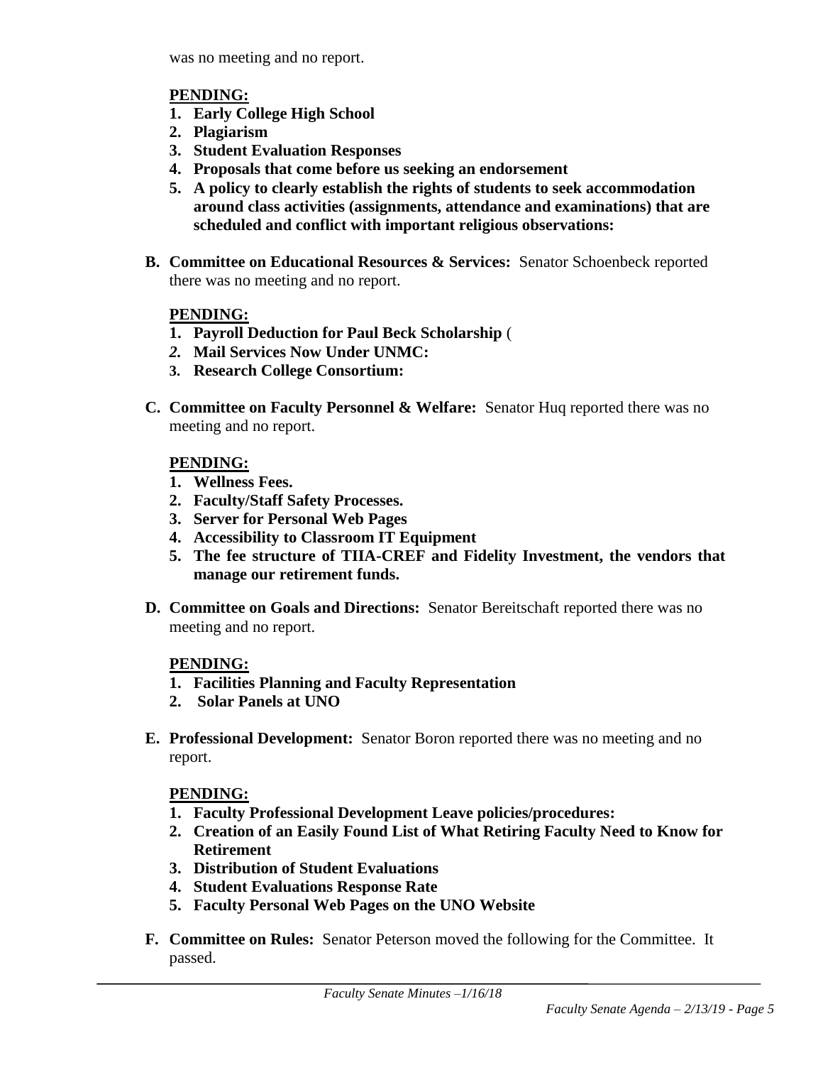was no meeting and no report.

**PENDING:**

1. **Early College High School**
2. **Plagiarism**
3. **Student Evaluation Responses**
4. **Proposals that come before us seeking an endorsement**
5. **A policy to clearly establish the rights of students to seek accommodation around class activities (assignments, attendance and examinations) that are scheduled and conflict with important religious observations:**

**B. Committee on Educational Resources & Services:** Senator Schoenbeck reported there was no meeting and no report.

**PENDING:**

1. **Payroll Deduction for Paul Beck Scholarship** (
2. **Mail Services Now Under UNMC:**
3. **Research College Consortium:**

**C. Committee on Faculty Personnel & Welfare:** Senator Huq reported there was no meeting and no report.

**PENDING:**

1. **Wellness Fees.**
2. **Faculty/Staff Safety Processes.**
3. **Server for Personal Web Pages**
4. **Accessibility to Classroom IT Equipment**
5. **The fee structure of TIIA-CREF and Fidelity Investment, the vendors that manage our retirement funds.**

**D. Committee on Goals and Directions:** Senator Bereitschaft reported there was no meeting and no report.

**PENDING:**

1. **Facilities Planning and Faculty Representation**
2. **Solar Panels at UNO**

**E. Professional Development:** Senator Boron reported there was no meeting and no report.

**PENDING:**

1. **Faculty Professional Development Leave policies/procedures:**
2. **Creation of an Easily Found List of What Retiring Faculty Need to Know for Retirement**
3. **Distribution of Student Evaluations**
4. **Student Evaluations Response Rate**
5. **Faculty Personal Web Pages on the UNO Website**

**F. Committee on Rules:** Senator Peterson moved the following for the Committee. It passed.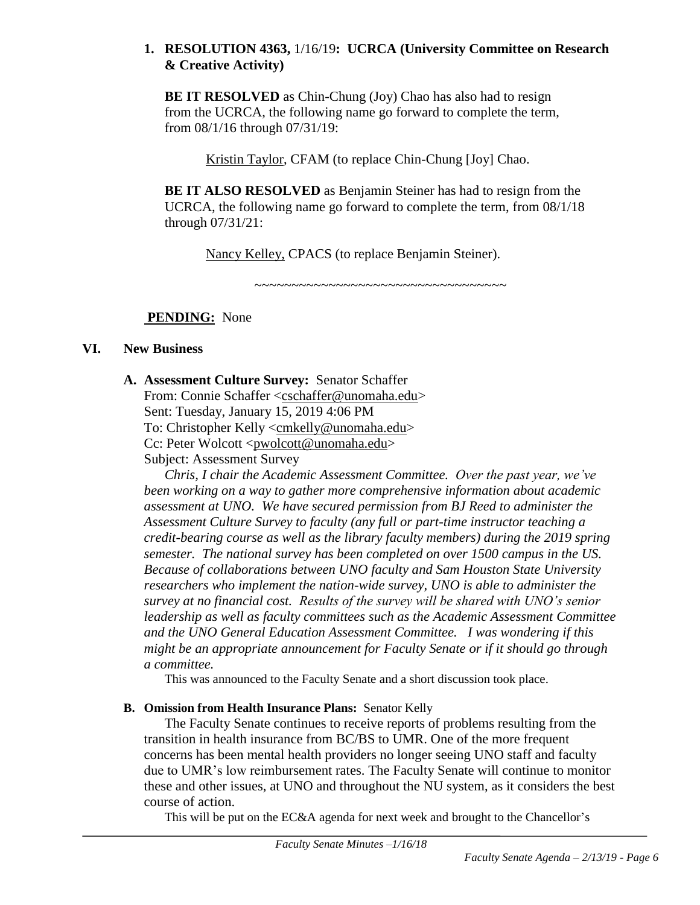**1. RESOLUTION 4363,** 1/16/19**: UCRCA (University Committee on Research & Creative Activity)**

**BE IT RESOLVED** as Chin-Chung (Joy) Chao has also had to resign from the UCRCA, the following name go forward to complete the term, from 08/1/16 through 07/31/19:

Kristin Taylor, CFAM (to replace Chin-Chung [Joy] Chao.

**BE IT ALSO RESOLVED** as Benjamin Steiner has had to resign from the UCRCA, the following name go forward to complete the term, from 08/1/18 through 07/31/21:

Nancy Kelley, CPACS (to replace Benjamin Steiner).

~~~~~~~~~~~~~~~~~~~~~~~~~~~~~~~~~~~

**PENDING:** None

## VI. New Business

**A. Assessment Culture Survey:** Senator Schaffer

From: Connie Schaffer <cschaffer@unomaha.edu>
Sent: Tuesday, January 15, 2019 4:06 PM
To: Christopher Kelly <cmkelly@unomaha.edu>
Cc: Peter Wolcott <pwolcott@unomaha.edu>
Subject: Assessment Survey

*Chris, I chair the Academic Assessment Committee. Over the past year, we've been working on a way to gather more comprehensive information about academic assessment at UNO. We have secured permission from BJ Reed to administer the Assessment Culture Survey to faculty (any full or part-time instructor teaching a credit-bearing course as well as the library faculty members) during the 2019 spring semester. The national survey has been completed on over 1500 campus in the US. Because of collaborations between UNO faculty and Sam Houston State University researchers who implement the nation-wide survey, UNO is able to administer the survey at no financial cost. Results of the survey will be shared with UNO's senior leadership as well as faculty committees such as the Academic Assessment Committee and the UNO General Education Assessment Committee. I was wondering if this might be an appropriate announcement for Faculty Senate or if it should go through a committee.*

This was announced to the Faculty Senate and a short discussion took place.

**B. Omission from Health Insurance Plans:** Senator Kelly

The Faculty Senate continues to receive reports of problems resulting from the transition in health insurance from BC/BS to UMR. One of the more frequent concerns has been mental health providers no longer seeing UNO staff and faculty due to UMR's low reimbursement rates. The Faculty Senate will continue to monitor these and other issues, at UNO and throughout the NU system, as it considers the best course of action.

This will be put on the EC&A agenda for next week and brought to the Chancellor's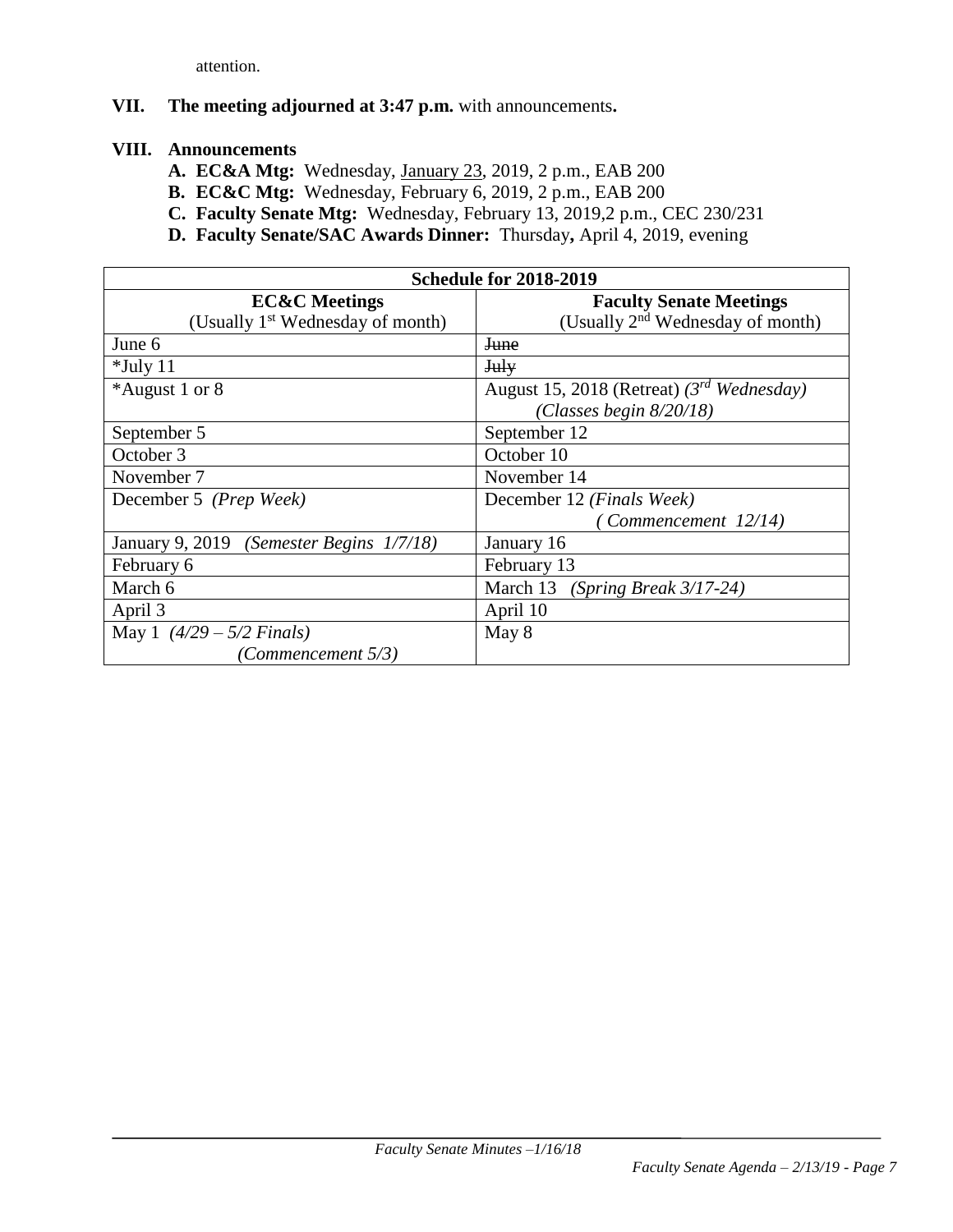attention.

**VII. The meeting adjourned at 3:47 p.m.** with announcements**.**

**VIII. Announcements**

- **A. EC&A Mtg:** Wednesday, January 23, 2019, 2 p.m., EAB 200
- **B. EC&C Mtg:** Wednesday, February 6, 2019, 2 p.m., EAB 200
- **C. Faculty Senate Mtg:** Wednesday, February 13, 2019,2 p.m., CEC 230/231
- **D. Faculty Senate/SAC Awards Dinner:** Thursday**,** April 4, 2019, evening

| **Schedule for 2018-2019** | |
|---|---|
| **EC&C Meetings** (Usually 1st Wednesday of month) | **Faculty Senate Meetings** (Usually 2nd Wednesday of month) |
| June 6 | ~~June~~ |
| *July 11 | ~~July~~ |
| *August 1 or 8 | August 15, 2018 (Retreat) *(3rd Wednesday)* *(Classes begin 8/20/18)* |
| September 5 | September 12 |
| October 3 | October 10 |
| November 7 | November 14 |
| December 5 *(Prep Week)* | December 12 *(Finals Week)* *( Commencement 12/14)* |
| January 9, 2019 *(Semester Begins 1/7/18)* | January 16 |
| February 6 | February 13 |
| March 6 | March 13 *(Spring Break 3/17-24)* |
| April 3 | April 10 |
| May 1 *(4/29 – 5/2 Finals)* *(Commencement 5/3)* | May 8 |

*Faculty Senate Minutes –1/16/18*